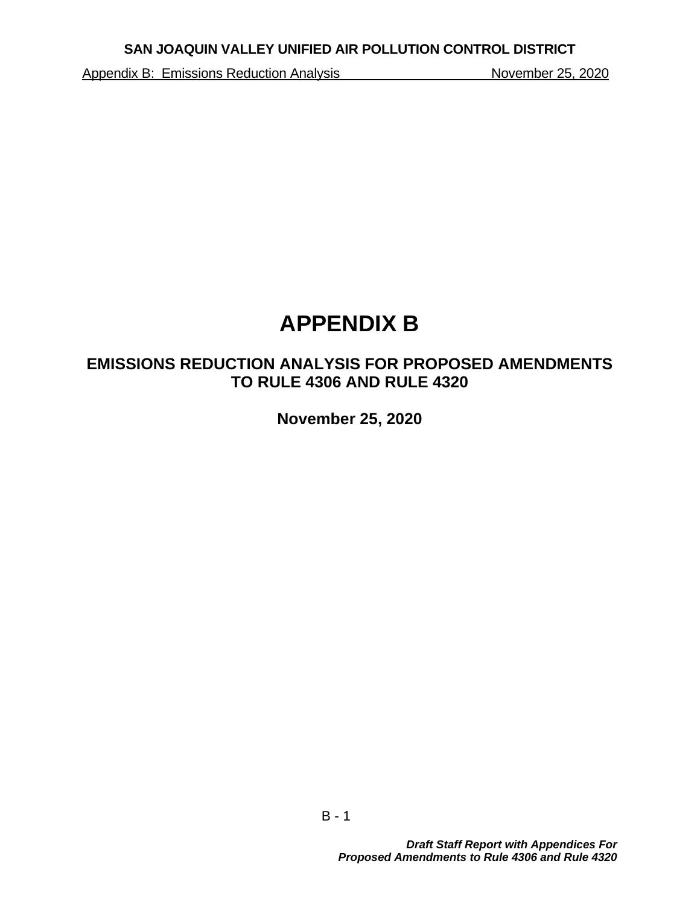# APPENDIX B

## EMISSIONS REDUCTION ANALYSIS FOR PROPOSED AMENDMENTS TO RULE 4306 AND RULE 4320

**November 25, 2020**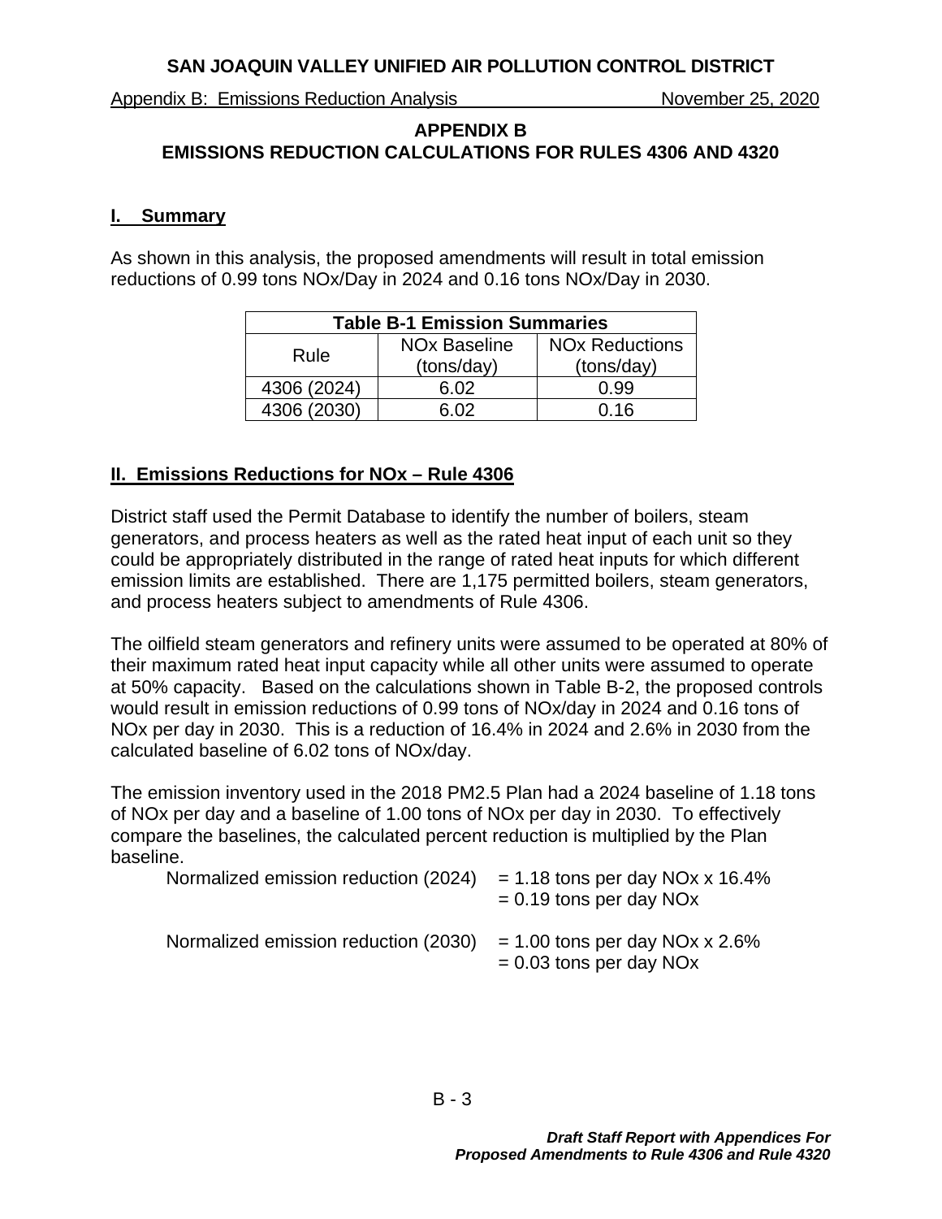# APPENDIX B
# EMISSIONS REDUCTION CALCULATIONS FOR RULES 4306 AND 4320

## I. Summary

As shown in this analysis, the proposed amendments will result in total emission reductions of 0.99 tons NOx/Day in 2024 and 0.16 tons NOx/Day in 2030.

| Table B-1 Emission Summaries | | |
|---|---|---|
| Rule | NOx Baseline (tons/day) | NOx Reductions (tons/day) |
| 4306 (2024) | 6.02 | 0.99 |
| 4306 (2030) | 6.02 | 0.16 |

## II. Emissions Reductions for NOx – Rule 4306

District staff used the Permit Database to identify the number of boilers, steam generators, and process heaters as well as the rated heat input of each unit so they could be appropriately distributed in the range of rated heat inputs for which different emission limits are established. There are 1,175 permitted boilers, steam generators, and process heaters subject to amendments of Rule 4306.

The oilfield steam generators and refinery units were assumed to be operated at 80% of their maximum rated heat input capacity while all other units were assumed to operate at 50% capacity. Based on the calculations shown in Table B-2, the proposed controls would result in emission reductions of 0.99 tons of NOx/day in 2024 and 0.16 tons of NOx per day in 2030. This is a reduction of 16.4% in 2024 and 2.6% in 2030 from the calculated baseline of 6.02 tons of NOx/day.

The emission inventory used in the 2018 PM2.5 Plan had a 2024 baseline of 1.18 tons of NOx per day and a baseline of 1.00 tons of NOx per day in 2030. To effectively compare the baselines, the calculated percent reduction is multiplied by the Plan baseline.

Normalized emission reduction (2024) = 1.18 tons per day NOx x 16.4%
= 0.19 tons per day NOx

Normalized emission reduction (2030) = 1.00 tons per day NOx x 2.6%
= 0.03 tons per day NOx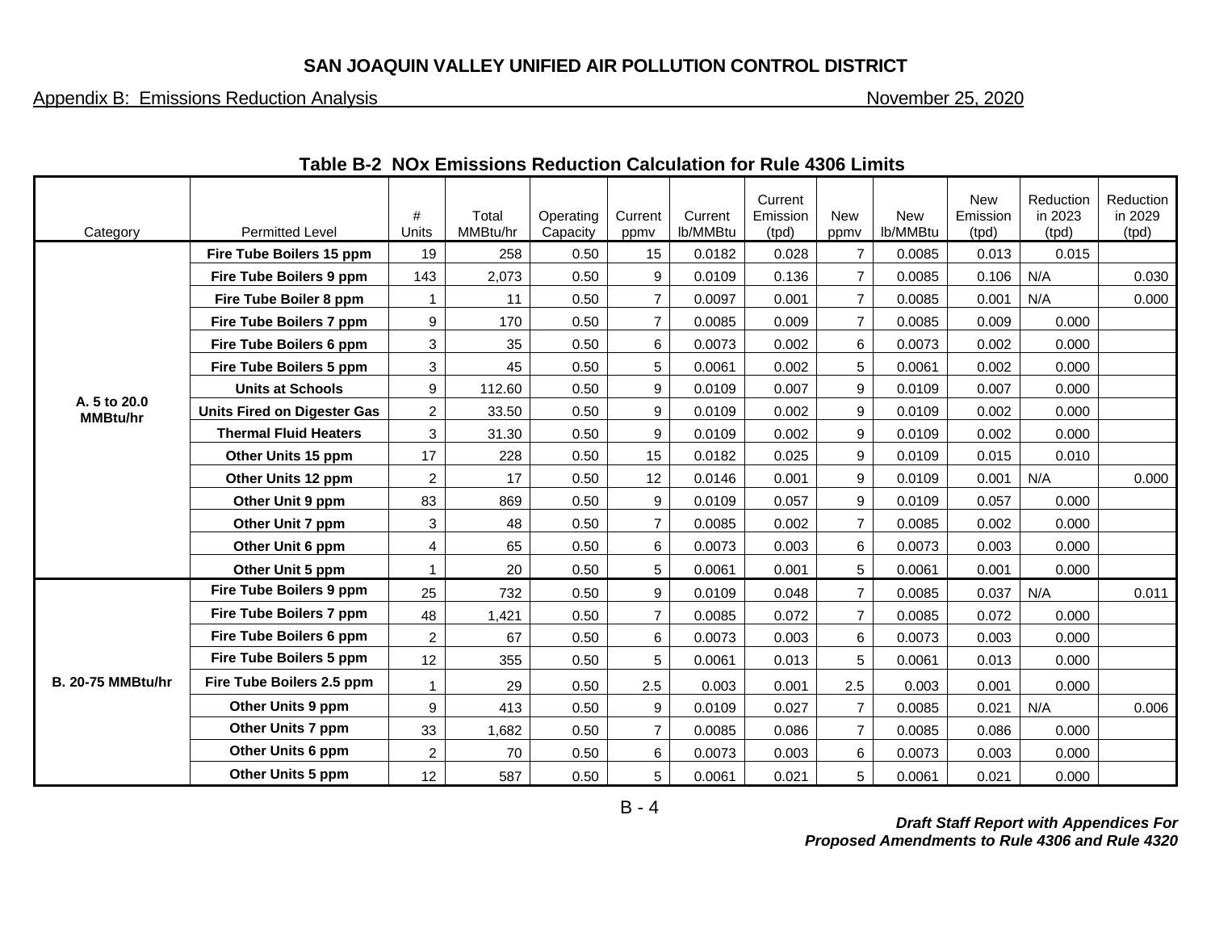## SAN JOAQUIN VALLEY UNIFIED AIR POLLUTION CONTROL DISTRICT

Appendix B: Emissions Reduction Analysis — November 25, 2020

### Table B-2 NOx Emissions Reduction Calculation for Rule 4306 Limits

| Category | Permitted Level | # Units | Total MMBtu/hr | Operating Capacity | Current ppmv | Current lb/MMBtu | Current Emission (tpd) | New ppmv | New lb/MMBtu | New Emission (tpd) | Reduction in 2023 (tpd) | Reduction in 2029 (tpd) |
|---|---|---|---|---|---|---|---|---|---|---|---|---|
| A. 5 to 20.0 MMBtu/hr | **Fire Tube Boilers 15 ppm** | 19 | 258 | 0.50 | 15 | 0.0182 | 0.028 | 7 | 0.0085 | 0.013 | 0.015 | |
| | **Fire Tube Boilers 9 ppm** | 143 | 2,073 | 0.50 | 9 | 0.0109 | 0.136 | 7 | 0.0085 | 0.106 | N/A | 0.030 |
| | **Fire Tube Boiler 8 ppm** | 1 | 11 | 0.50 | 7 | 0.0097 | 0.001 | 7 | 0.0085 | 0.001 | N/A | 0.000 |
| | **Fire Tube Boilers 7 ppm** | 9 | 170 | 0.50 | 7 | 0.0085 | 0.009 | 7 | 0.0085 | 0.009 | 0.000 | |
| | **Fire Tube Boilers 6 ppm** | 3 | 35 | 0.50 | 6 | 0.0073 | 0.002 | 6 | 0.0073 | 0.002 | 0.000 | |
| | **Fire Tube Boilers 5 ppm** | 3 | 45 | 0.50 | 5 | 0.0061 | 0.002 | 5 | 0.0061 | 0.002 | 0.000 | |
| | **Units at Schools** | 9 | 112.60 | 0.50 | 9 | 0.0109 | 0.007 | 9 | 0.0109 | 0.007 | 0.000 | |
| | **Units Fired on Digester Gas** | 2 | 33.50 | 0.50 | 9 | 0.0109 | 0.002 | 9 | 0.0109 | 0.002 | 0.000 | |
| | **Thermal Fluid Heaters** | 3 | 31.30 | 0.50 | 9 | 0.0109 | 0.002 | 9 | 0.0109 | 0.002 | 0.000 | |
| | **Other Units 15 ppm** | 17 | 228 | 0.50 | 15 | 0.0182 | 0.025 | 9 | 0.0109 | 0.015 | 0.010 | |
| | **Other Units 12 ppm** | 2 | 17 | 0.50 | 12 | 0.0146 | 0.001 | 9 | 0.0109 | 0.001 | N/A | 0.000 |
| | **Other Unit 9 ppm** | 83 | 869 | 0.50 | 9 | 0.0109 | 0.057 | 9 | 0.0109 | 0.057 | 0.000 | |
| | **Other Unit 7 ppm** | 3 | 48 | 0.50 | 7 | 0.0085 | 0.002 | 7 | 0.0085 | 0.002 | 0.000 | |
| | **Other Unit 6 ppm** | 4 | 65 | 0.50 | 6 | 0.0073 | 0.003 | 6 | 0.0073 | 0.003 | 0.000 | |
| | **Other Unit 5 ppm** | 1 | 20 | 0.50 | 5 | 0.0061 | 0.001 | 5 | 0.0061 | 0.001 | 0.000 | |
| B. 20-75 MMBtu/hr | **Fire Tube Boilers 9 ppm** | 25 | 732 | 0.50 | 9 | 0.0109 | 0.048 | 7 | 0.0085 | 0.037 | N/A | 0.011 |
| | **Fire Tube Boilers 7 ppm** | 48 | 1,421 | 0.50 | 7 | 0.0085 | 0.072 | 7 | 0.0085 | 0.072 | 0.000 | |
| | **Fire Tube Boilers 6 ppm** | 2 | 67 | 0.50 | 6 | 0.0073 | 0.003 | 6 | 0.0073 | 0.003 | 0.000 | |
| | **Fire Tube Boilers 5 ppm** | 12 | 355 | 0.50 | 5 | 0.0061 | 0.013 | 5 | 0.0061 | 0.013 | 0.000 | |
| | **Fire Tube Boilers 2.5 ppm** | 1 | 29 | 0.50 | 2.5 | 0.003 | 0.001 | 2.5 | 0.003 | 0.001 | 0.000 | |
| | **Other Units 9 ppm** | 9 | 413 | 0.50 | 9 | 0.0109 | 0.027 | 7 | 0.0085 | 0.021 | N/A | 0.006 |
| | **Other Units 7 ppm** | 33 | 1,682 | 0.50 | 7 | 0.0085 | 0.086 | 7 | 0.0085 | 0.086 | 0.000 | |
| | **Other Units 6 ppm** | 2 | 70 | 0.50 | 6 | 0.0073 | 0.003 | 6 | 0.0073 | 0.003 | 0.000 | |
| | **Other Units 5 ppm** | 12 | 587 | 0.50 | 5 | 0.0061 | 0.021 | 5 | 0.0061 | 0.021 | 0.000 | |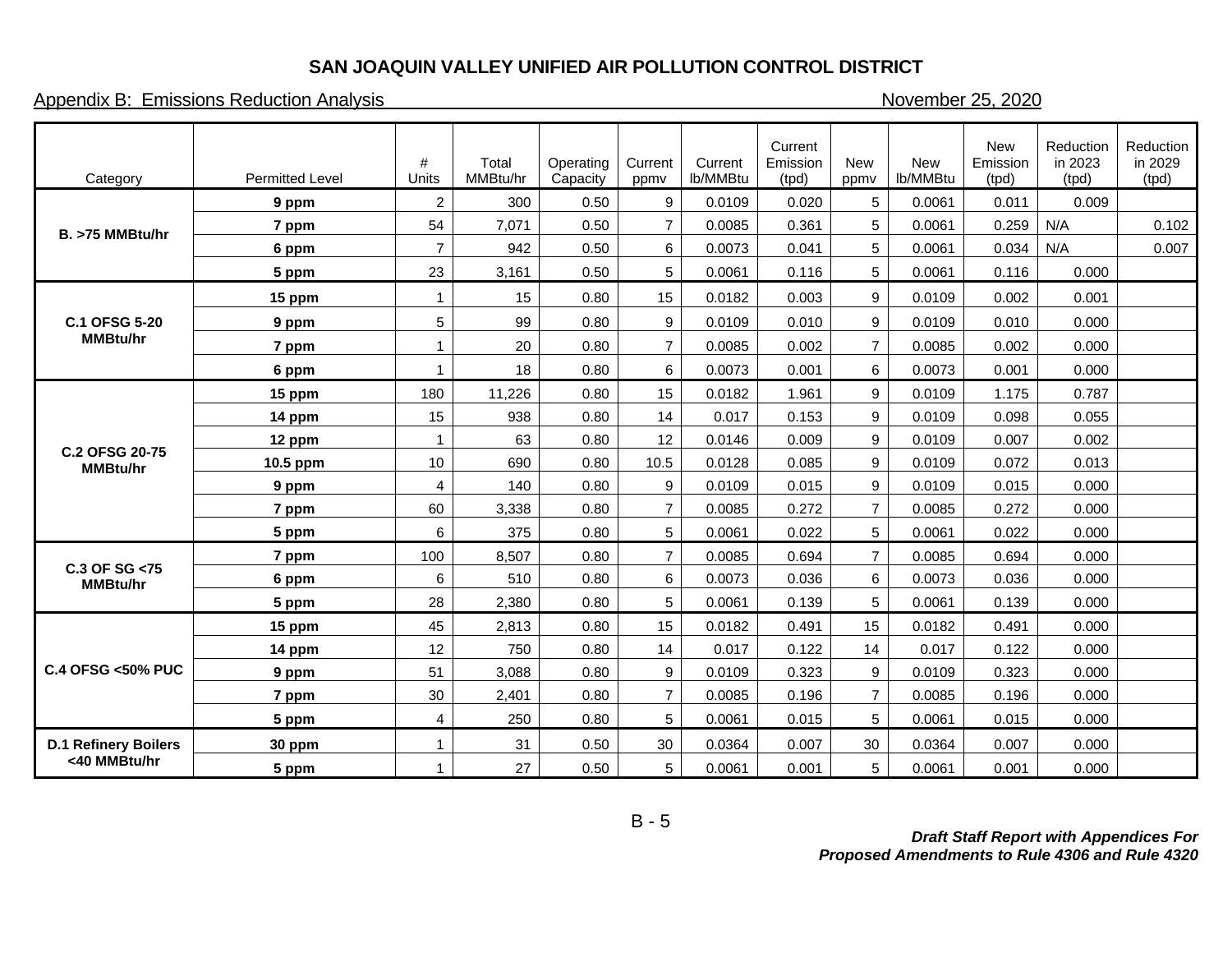## SAN JOAQUIN VALLEY UNIFIED AIR POLLUTION CONTROL DISTRICT

Appendix B: Emissions Reduction Analysis — November 25, 2020

| Category | Permitted Level | # Units | Total MMBtu/hr | Operating Capacity | Current ppmv | Current lb/MMBtu | Current Emission (tpd) | New ppmv | New lb/MMBtu | New Emission (tpd) | Reduction in 2023 (tpd) | Reduction in 2029 (tpd) |
|---|---|---|---|---|---|---|---|---|---|---|---|---|
| B. >75 MMBtu/hr | **9 ppm** | 2 | 300 | 0.50 | 9 | 0.0109 | 0.020 | 5 | 0.0061 | 0.011 | 0.009 | |
| | **7 ppm** | 54 | 7,071 | 0.50 | 7 | 0.0085 | 0.361 | 5 | 0.0061 | 0.259 | N/A | 0.102 |
| | **6 ppm** | 7 | 942 | 0.50 | 6 | 0.0073 | 0.041 | 5 | 0.0061 | 0.034 | N/A | 0.007 |
| | **5 ppm** | 23 | 3,161 | 0.50 | 5 | 0.0061 | 0.116 | 5 | 0.0061 | 0.116 | 0.000 | |
| C.1 OFSG 5-20 MMBtu/hr | **15 ppm** | 1 | 15 | 0.80 | 15 | 0.0182 | 0.003 | 9 | 0.0109 | 0.002 | 0.001 | |
| | **9 ppm** | 5 | 99 | 0.80 | 9 | 0.0109 | 0.010 | 9 | 0.0109 | 0.010 | 0.000 | |
| | **7 ppm** | 1 | 20 | 0.80 | 7 | 0.0085 | 0.002 | 7 | 0.0085 | 0.002 | 0.000 | |
| | **6 ppm** | 1 | 18 | 0.80 | 6 | 0.0073 | 0.001 | 6 | 0.0073 | 0.001 | 0.000 | |
| C.2 OFSG 20-75 MMBtu/hr | **15 ppm** | 180 | 11,226 | 0.80 | 15 | 0.0182 | 1.961 | 9 | 0.0109 | 1.175 | 0.787 | |
| | **14 ppm** | 15 | 938 | 0.80 | 14 | 0.017 | 0.153 | 9 | 0.0109 | 0.098 | 0.055 | |
| | **12 ppm** | 1 | 63 | 0.80 | 12 | 0.0146 | 0.009 | 9 | 0.0109 | 0.007 | 0.002 | |
| | **10.5 ppm** | 10 | 690 | 0.80 | 10.5 | 0.0128 | 0.085 | 9 | 0.0109 | 0.072 | 0.013 | |
| | **9 ppm** | 4 | 140 | 0.80 | 9 | 0.0109 | 0.015 | 9 | 0.0109 | 0.015 | 0.000 | |
| | **7 ppm** | 60 | 3,338 | 0.80 | 7 | 0.0085 | 0.272 | 7 | 0.0085 | 0.272 | 0.000 | |
| | **5 ppm** | 6 | 375 | 0.80 | 5 | 0.0061 | 0.022 | 5 | 0.0061 | 0.022 | 0.000 | |
| C.3 OF SG <75 MMBtu/hr | **7 ppm** | 100 | 8,507 | 0.80 | 7 | 0.0085 | 0.694 | 7 | 0.0085 | 0.694 | 0.000 | |
| | **6 ppm** | 6 | 510 | 0.80 | 6 | 0.0073 | 0.036 | 6 | 0.0073 | 0.036 | 0.000 | |
| | **5 ppm** | 28 | 2,380 | 0.80 | 5 | 0.0061 | 0.139 | 5 | 0.0061 | 0.139 | 0.000 | |
| C.4 OFSG <50% PUC | **15 ppm** | 45 | 2,813 | 0.80 | 15 | 0.0182 | 0.491 | 15 | 0.0182 | 0.491 | 0.000 | |
| | **14 ppm** | 12 | 750 | 0.80 | 14 | 0.017 | 0.122 | 14 | 0.017 | 0.122 | 0.000 | |
| | **9 ppm** | 51 | 3,088 | 0.80 | 9 | 0.0109 | 0.323 | 9 | 0.0109 | 0.323 | 0.000 | |
| | **7 ppm** | 30 | 2,401 | 0.80 | 7 | 0.0085 | 0.196 | 7 | 0.0085 | 0.196 | 0.000 | |
| | **5 ppm** | 4 | 250 | 0.80 | 5 | 0.0061 | 0.015 | 5 | 0.0061 | 0.015 | 0.000 | |
| D.1 Refinery Boilers <40 MMBtu/hr | **30 ppm** | 1 | 31 | 0.50 | 30 | 0.0364 | 0.007 | 30 | 0.0364 | 0.007 | 0.000 | |
| | **5 ppm** | 1 | 27 | 0.50 | 5 | 0.0061 | 0.001 | 5 | 0.0061 | 0.001 | 0.000 | |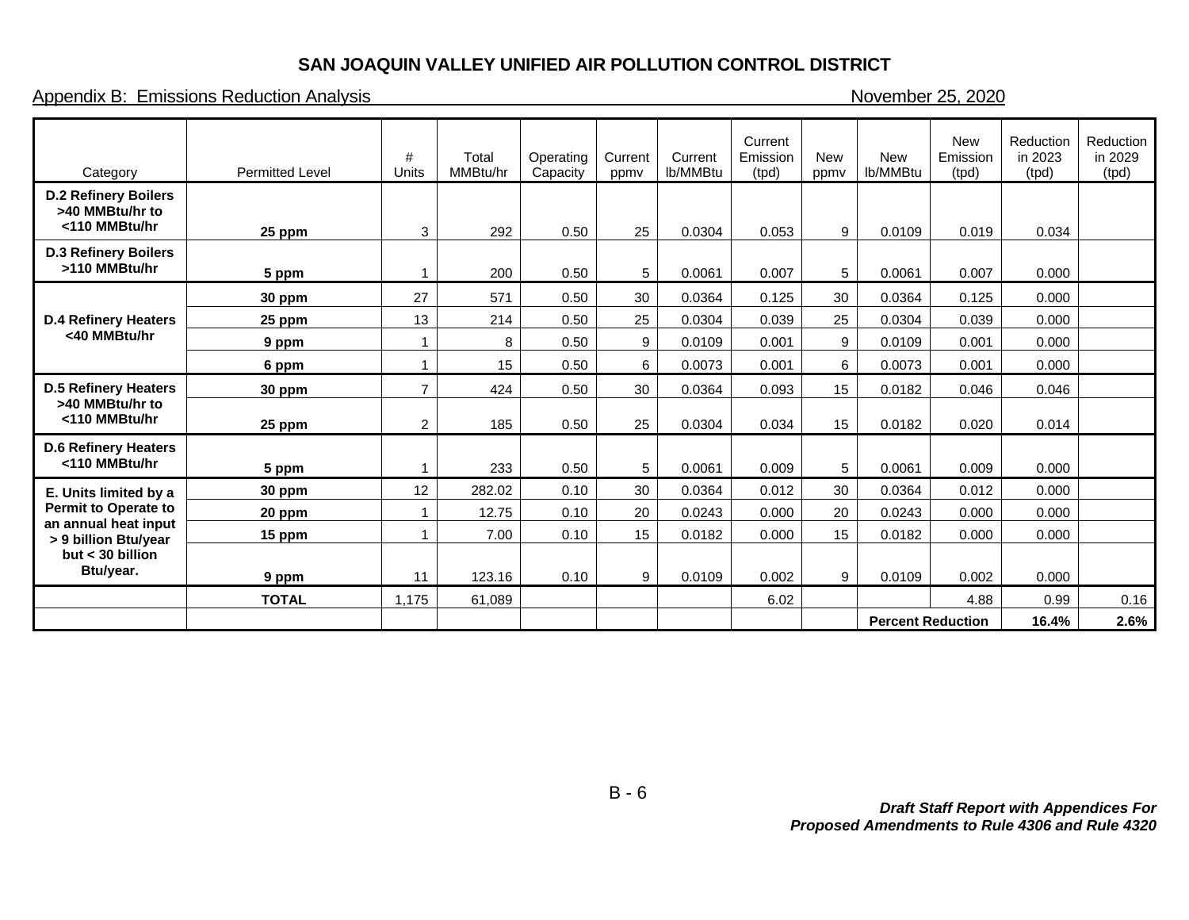# SAN JOAQUIN VALLEY UNIFIED AIR POLLUTION CONTROL DISTRICT

Appendix B: Emissions Reduction Analysis November 25, 2020

| Category | Permitted Level | # Units | Total MMBtu/hr | Operating Capacity | Current ppmv | Current lb/MMBtu | Current Emission (tpd) | New ppmv | New lb/MMBtu | New Emission (tpd) | Reduction in 2023 (tpd) | Reduction in 2029 (tpd) |
|---|---|---|---|---|---|---|---|---|---|---|---|---|
| **D.2 Refinery Boilers >40 MMBtu/hr to <110 MMBtu/hr** | **25 ppm** | 3 | 292 | 0.50 | 25 | 0.0304 | 0.053 | 9 | 0.0109 | 0.019 | 0.034 | |
| **D.3 Refinery Boilers >110 MMBtu/hr** | **5 ppm** | 1 | 200 | 0.50 | 5 | 0.0061 | 0.007 | 5 | 0.0061 | 0.007 | 0.000 | |
| **D.4 Refinery Heaters <40 MMBtu/hr** | **30 ppm** | 27 | 571 | 0.50 | 30 | 0.0364 | 0.125 | 30 | 0.0364 | 0.125 | 0.000 | |
| | **25 ppm** | 13 | 214 | 0.50 | 25 | 0.0304 | 0.039 | 25 | 0.0304 | 0.039 | 0.000 | |
| | **9 ppm** | 1 | 8 | 0.50 | 9 | 0.0109 | 0.001 | 9 | 0.0109 | 0.001 | 0.000 | |
| | **6 ppm** | 1 | 15 | 0.50 | 6 | 0.0073 | 0.001 | 6 | 0.0073 | 0.001 | 0.000 | |
| **D.5 Refinery Heaters >40 MMBtu/hr to <110 MMBtu/hr** | **30 ppm** | 7 | 424 | 0.50 | 30 | 0.0364 | 0.093 | 15 | 0.0182 | 0.046 | 0.046 | |
| | **25 ppm** | 2 | 185 | 0.50 | 25 | 0.0304 | 0.034 | 15 | 0.0182 | 0.020 | 0.014 | |
| **D.6 Refinery Heaters <110 MMBtu/hr** | **5 ppm** | 1 | 233 | 0.50 | 5 | 0.0061 | 0.009 | 5 | 0.0061 | 0.009 | 0.000 | |
| **E. Units limited by a Permit to Operate to an annual heat input > 9 billion Btu/year but < 30 billion Btu/year.** | **30 ppm** | 12 | 282.02 | 0.10 | 30 | 0.0364 | 0.012 | 30 | 0.0364 | 0.012 | 0.000 | |
| | **20 ppm** | 1 | 12.75 | 0.10 | 20 | 0.0243 | 0.000 | 20 | 0.0243 | 0.000 | 0.000 | |
| | **15 ppm** | 1 | 7.00 | 0.10 | 15 | 0.0182 | 0.000 | 15 | 0.0182 | 0.000 | 0.000 | |
| | **9 ppm** | 11 | 123.16 | 0.10 | 9 | 0.0109 | 0.002 | 9 | 0.0109 | 0.002 | 0.000 | |
| | **TOTAL** | 1,175 | 61,089 | | | | 6.02 | | | 4.88 | 0.99 | 0.16 |
| | | | | | | | | | **Percent Reduction** | | **16.4%** | **2.6%** |

***Draft Staff Report with Appendices For Proposed Amendments to Rule 4306 and Rule 4320***